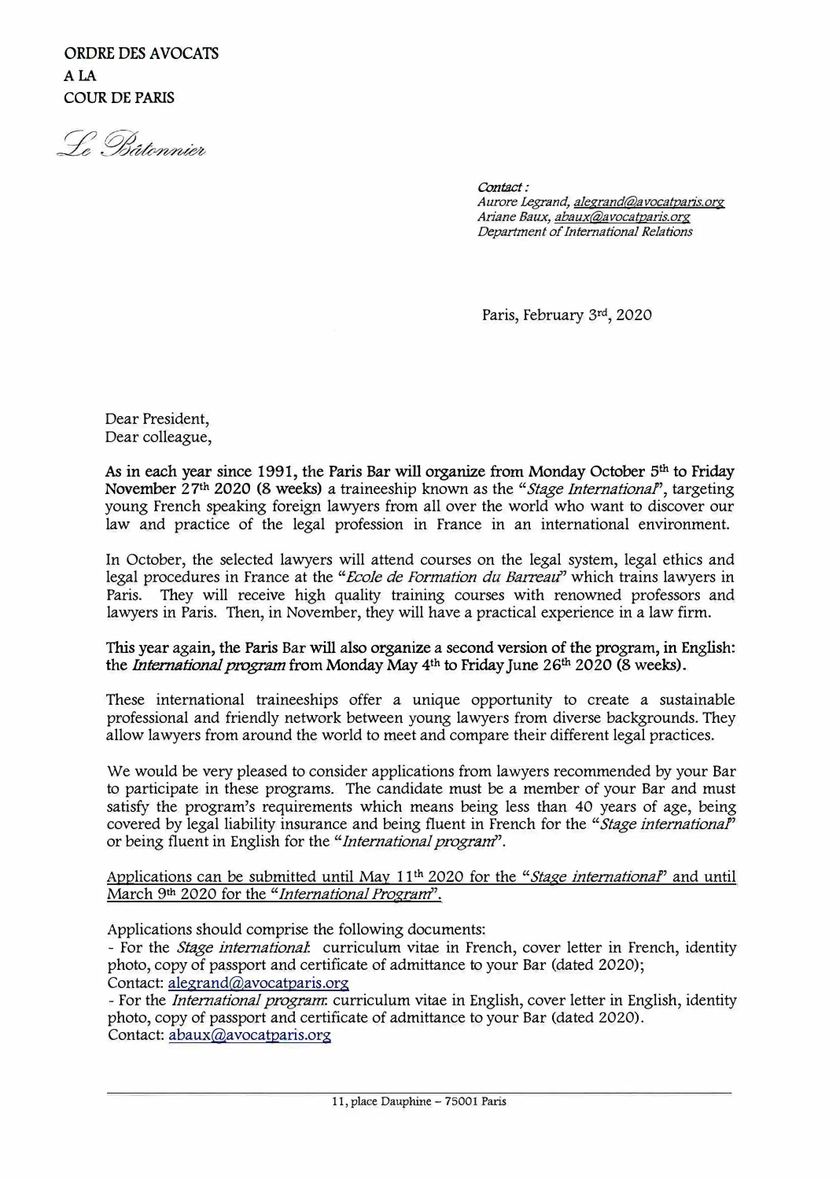ORDRE DES AVOCATS
A LA
COUR DE PARIS

*Le Bâtonnier*

*Contact :*
*Aurore Legrand, alegrand@avocatparis.org*
*Ariane Baux, abaux@avocatparis.org*
*Department of International Relations*

Paris, February 3rd, 2020

Dear President,
Dear colleague,

**As in each year since 1991, the Paris Bar will organize from Monday October 5th to Friday November 27th 2020 (8 weeks)** a traineeship known as the "*Stage International*", targeting young French speaking foreign lawyers from all over the world who want to discover our law and practice of the legal profession in France in an international environment.

In October, the selected lawyers will attend courses on the legal system, legal ethics and legal procedures in France at the "*Ecole de Formation du Barreau*" which trains lawyers in Paris. They will receive high quality training courses with renowned professors and lawyers in Paris. Then, in November, they will have a practical experience in a law firm.

**This year again, the Paris Bar will also organize a second version of the program, in English: the *International program* from Monday May 4th to Friday June 26th 2020 (8 weeks).**

These international traineeships offer a unique opportunity to create a sustainable professional and friendly network between young lawyers from diverse backgrounds. They allow lawyers from around the world to meet and compare their different legal practices.

We would be very pleased to consider applications from lawyers recommended by your Bar to participate in these programs. The candidate must be a member of your Bar and must satisfy the program's requirements which means being less than 40 years of age, being covered by legal liability insurance and being fluent in French for the "*Stage international*" or being fluent in English for the "*International program*".

<u>Applications can be submitted until May 11th 2020 for the "*Stage international*" and until March 9th 2020 for the "*International Program*".</u>

Applications should comprise the following documents:
- For the *Stage international*: curriculum vitae in French, cover letter in French, identity photo, copy of passport and certificate of admittance to your Bar (dated 2020);
Contact: alegrand@avocatparis.org
- For the *International program*: curriculum vitae in English, cover letter in English, identity photo, copy of passport and certificate of admittance to your Bar (dated 2020).
Contact: abaux@avocatparis.org

11, place Dauphine – 75001 Paris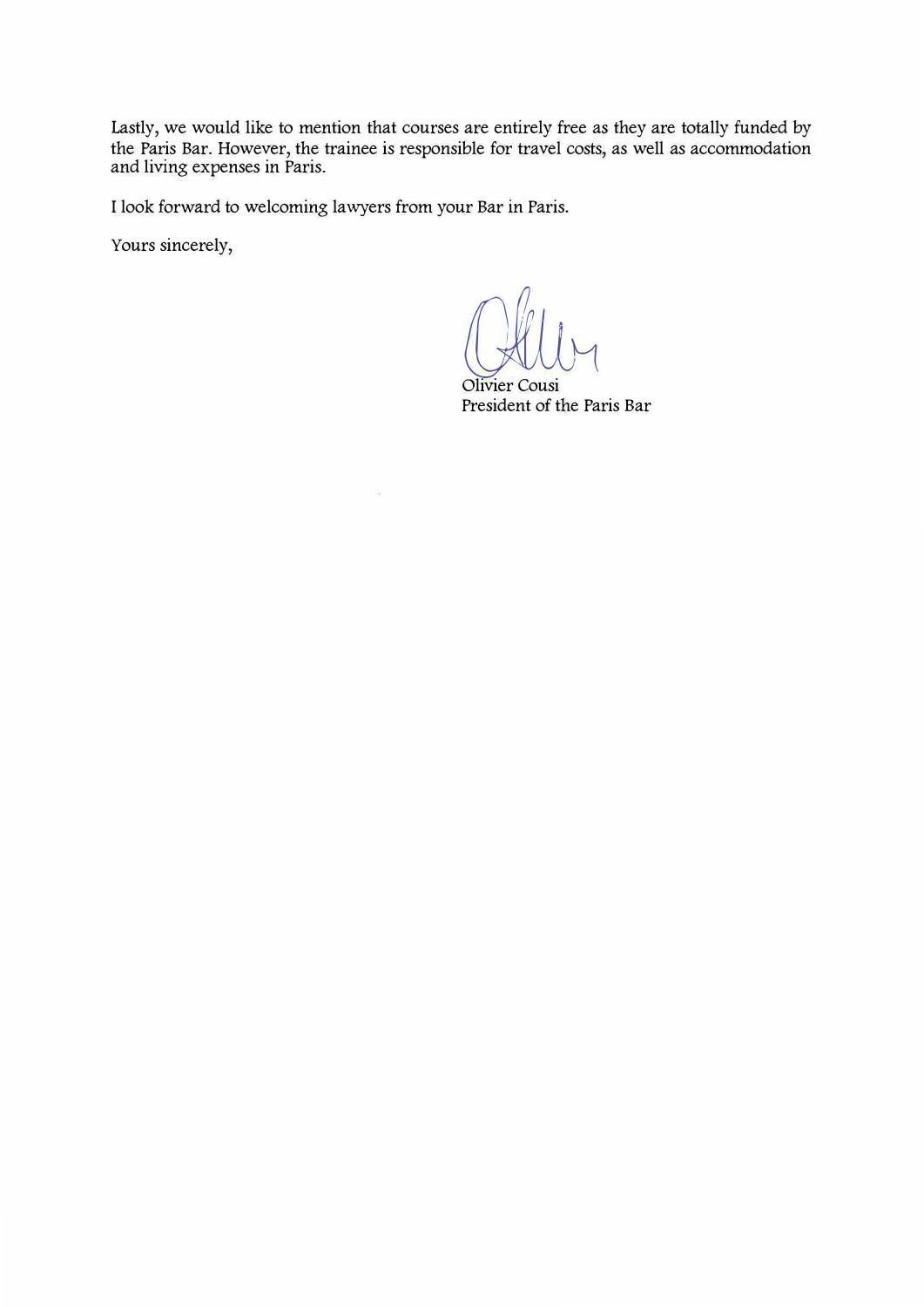Lastly, we would like to mention that courses are entirely free as they are totally funded by the Paris Bar. However, the trainee is responsible for travel costs, as well as accommodation and living expenses in Paris.

I look forward to welcoming lawyers from your Bar in Paris.

Yours sincerely,

Olivier Cousi
President of the Paris Bar